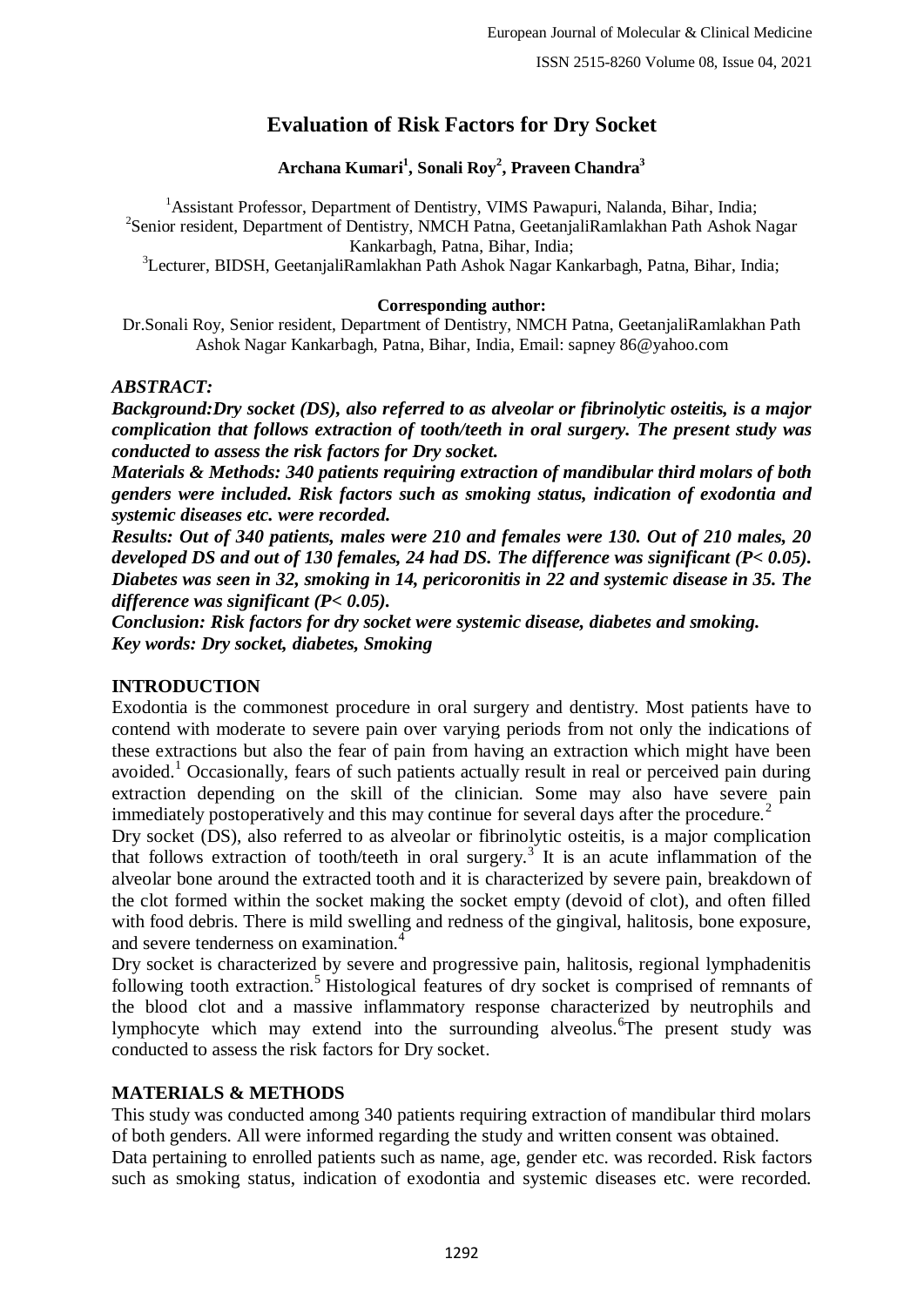# Evaluation of Risk Factors for Dry Socket

**Archana Kumari[1], Sonali Roy[2], Praveen Chandra[3]**

[1]Assistant Professor, Department of Dentistry, VIMS Pawapuri, Nalanda, Bihar, India;
[2]Senior resident, Department of Dentistry, NMCH Patna, GeetanjaliRamlakhan Path Ashok Nagar Kankarbagh, Patna, Bihar, India;
[3]Lecturer, BIDSH, GeetanjaliRamlakhan Path Ashok Nagar Kankarbagh, Patna, Bihar, India;

**Corresponding author:**
Dr.Sonali Roy, Senior resident, Department of Dentistry, NMCH Patna, GeetanjaliRamlakhan Path Ashok Nagar Kankarbagh, Patna, Bihar, India, Email: sapney 86@yahoo.com

***ABSTRACT:***

***Background:Dry socket (DS), also referred to as alveolar or fibrinolytic osteitis, is a major complication that follows extraction of tooth/teeth in oral surgery. The present study was conducted to assess the risk factors for Dry socket.***

***Materials & Methods: 340 patients requiring extraction of mandibular third molars of both genders were included. Risk factors such as smoking status, indication of exodontia and systemic diseases etc. were recorded.***

***Results: Out of 340 patients, males were 210 and females were 130. Out of 210 males, 20 developed DS and out of 130 females, 24 had DS. The difference was significant (P< 0.05). Diabetes was seen in 32, smoking in 14, pericoronitis in 22 and systemic disease in 35. The difference was significant (P< 0.05).***

***Conclusion: Risk factors for dry socket were systemic disease, diabetes and smoking.***
***Key words: Dry socket, diabetes, Smoking***

## INTRODUCTION

Exodontia is the commonest procedure in oral surgery and dentistry. Most patients have to contend with moderate to severe pain over varying periods from not only the indications of these extractions but also the fear of pain from having an extraction which might have been avoided.[1] Occasionally, fears of such patients actually result in real or perceived pain during extraction depending on the skill of the clinician. Some may also have severe pain immediately postoperatively and this may continue for several days after the procedure.[2]

Dry socket (DS), also referred to as alveolar or fibrinolytic osteitis, is a major complication that follows extraction of tooth/teeth in oral surgery.[3] It is an acute inflammation of the alveolar bone around the extracted tooth and it is characterized by severe pain, breakdown of the clot formed within the socket making the socket empty (devoid of clot), and often filled with food debris. There is mild swelling and redness of the gingival, halitosis, bone exposure, and severe tenderness on examination.[4]

Dry socket is characterized by severe and progressive pain, halitosis, regional lymphadenitis following tooth extraction.[5] Histological features of dry socket is comprised of remnants of the blood clot and a massive inflammatory response characterized by neutrophils and lymphocyte which may extend into the surrounding alveolus.[6]The present study was conducted to assess the risk factors for Dry socket.

## MATERIALS & METHODS

This study was conducted among 340 patients requiring extraction of mandibular third molars of both genders. All were informed regarding the study and written consent was obtained.

Data pertaining to enrolled patients such as name, age, gender etc. was recorded. Risk factors such as smoking status, indication of exodontia and systemic diseases etc. were recorded.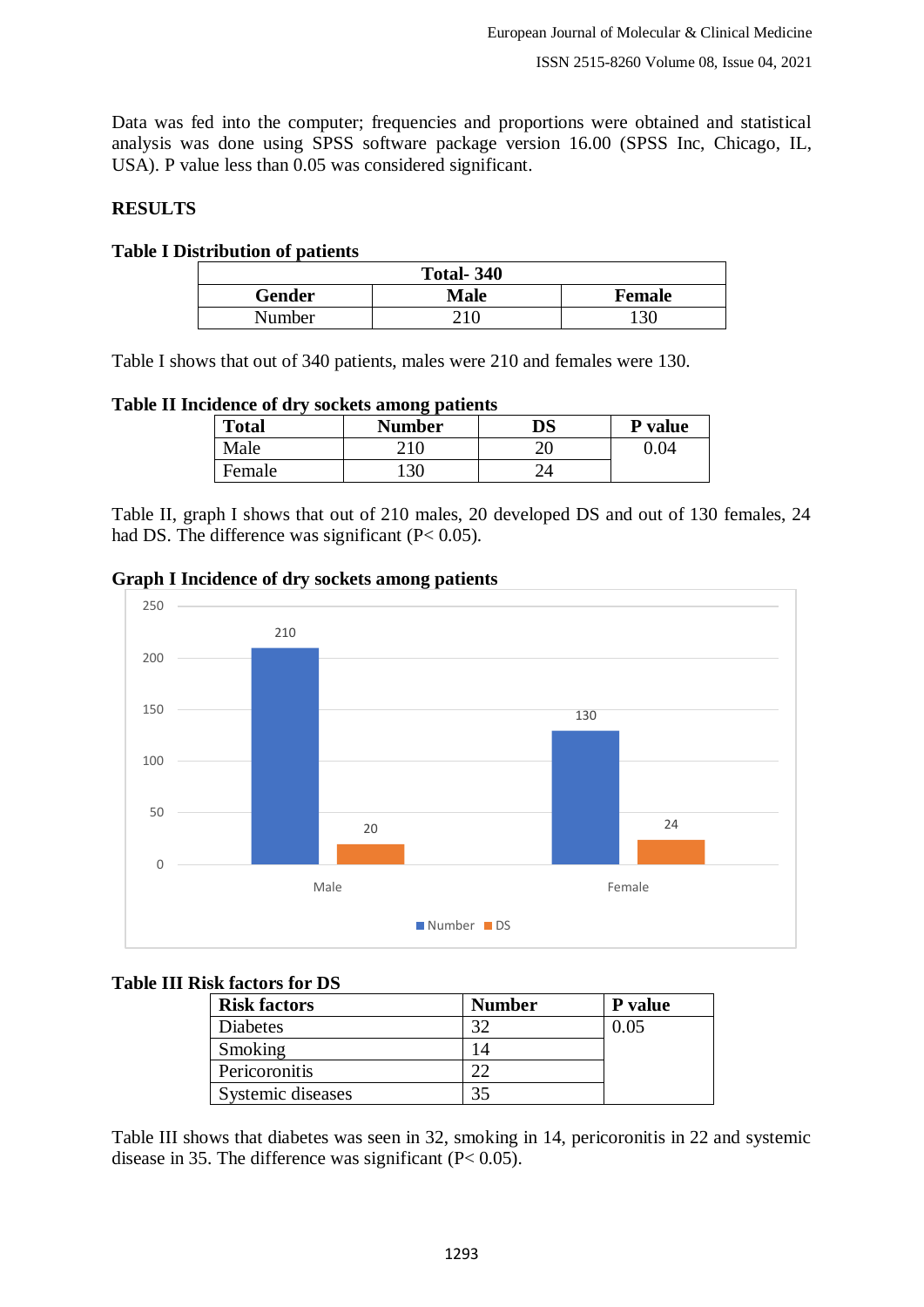Data was fed into the computer; frequencies and proportions were obtained and statistical analysis was done using SPSS software package version 16.00 (SPSS Inc, Chicago, IL, USA). P value less than 0.05 was considered significant.

## RESULTS

**Table I Distribution of patients**

| Total- 340 | | |
|---|---|---|
| **Gender** | **Male** | **Female** |
| Number | 210 | 130 |

Table I shows that out of 340 patients, males were 210 and females were 130.

**Table II Incidence of dry sockets among patients**

| Total | Number | DS | P value |
|---|---|---|---|
| Male | 210 | 20 | 0.04 |
| Female | 130 | 24 | |

Table II, graph I shows that out of 210 males, 20 developed DS and out of 130 females, 24 had DS. The difference was significant (P< 0.05).

**Graph I Incidence of dry sockets among patients**

| | Number | DS |
|---|---|---|
| Male | 210 | 20 |
| Female | 130 | 24 |

**Table III Risk factors for DS**

| Risk factors | Number | P value |
|---|---|---|
| Diabetes | 32 | 0.05 |
| Smoking | 14 | |
| Pericoronitis | 22 | |
| Systemic diseases | 35 | |

Table III shows that diabetes was seen in 32, smoking in 14, pericoronitis in 22 and systemic disease in 35. The difference was significant (P< 0.05).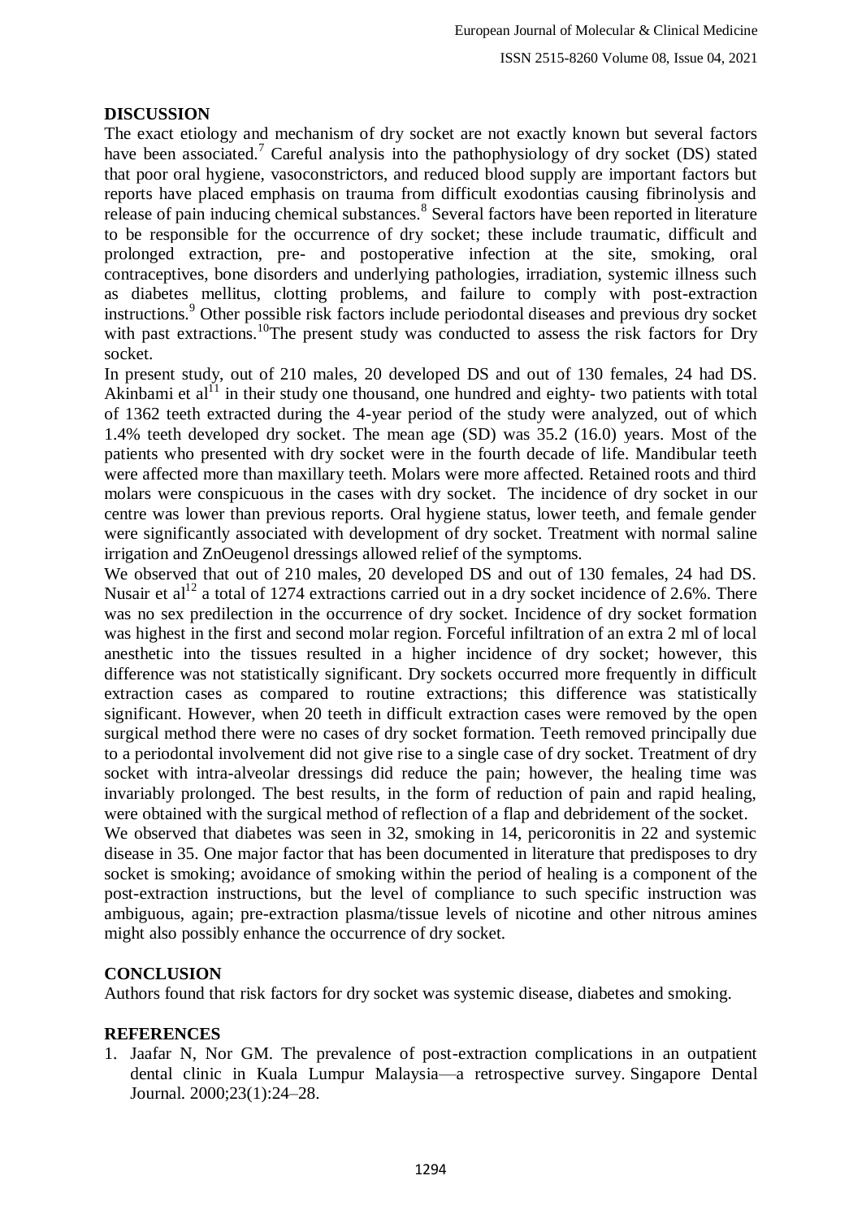## DISCUSSION

The exact etiology and mechanism of dry socket are not exactly known but several factors have been associated.[7] Careful analysis into the pathophysiology of dry socket (DS) stated that poor oral hygiene, vasoconstrictors, and reduced blood supply are important factors but reports have placed emphasis on trauma from difficult exodontias causing fibrinolysis and release of pain inducing chemical substances.[8] Several factors have been reported in literature to be responsible for the occurrence of dry socket; these include traumatic, difficult and prolonged extraction, pre- and postoperative infection at the site, smoking, oral contraceptives, bone disorders and underlying pathologies, irradiation, systemic illness such as diabetes mellitus, clotting problems, and failure to comply with post-extraction instructions.[9] Other possible risk factors include periodontal diseases and previous dry socket with past extractions.[10]The present study was conducted to assess the risk factors for Dry socket.

In present study, out of 210 males, 20 developed DS and out of 130 females, 24 had DS. Akinbami et al[11] in their study one thousand, one hundred and eighty- two patients with total of 1362 teeth extracted during the 4-year period of the study were analyzed, out of which 1.4% teeth developed dry socket. The mean age (SD) was 35.2 (16.0) years. Most of the patients who presented with dry socket were in the fourth decade of life. Mandibular teeth were affected more than maxillary teeth. Molars were more affected. Retained roots and third molars were conspicuous in the cases with dry socket. The incidence of dry socket in our centre was lower than previous reports. Oral hygiene status, lower teeth, and female gender were significantly associated with development of dry socket. Treatment with normal saline irrigation and ZnOeugenol dressings allowed relief of the symptoms.

We observed that out of 210 males, 20 developed DS and out of 130 females, 24 had DS. Nusair et al[12] a total of 1274 extractions carried out in a dry socket incidence of 2.6%. There was no sex predilection in the occurrence of dry socket. Incidence of dry socket formation was highest in the first and second molar region. Forceful infiltration of an extra 2 ml of local anesthetic into the tissues resulted in a higher incidence of dry socket; however, this difference was not statistically significant. Dry sockets occurred more frequently in difficult extraction cases as compared to routine extractions; this difference was statistically significant. However, when 20 teeth in difficult extraction cases were removed by the open surgical method there were no cases of dry socket formation. Teeth removed principally due to a periodontal involvement did not give rise to a single case of dry socket. Treatment of dry socket with intra-alveolar dressings did reduce the pain; however, the healing time was invariably prolonged. The best results, in the form of reduction of pain and rapid healing, were obtained with the surgical method of reflection of a flap and debridement of the socket.

We observed that diabetes was seen in 32, smoking in 14, pericoronitis in 22 and systemic disease in 35. One major factor that has been documented in literature that predisposes to dry socket is smoking; avoidance of smoking within the period of healing is a component of the post-extraction instructions, but the level of compliance to such specific instruction was ambiguous, again; pre-extraction plasma/tissue levels of nicotine and other nitrous amines might also possibly enhance the occurrence of dry socket.

## CONCLUSION

Authors found that risk factors for dry socket was systemic disease, diabetes and smoking.

## REFERENCES

1. Jaafar N, Nor GM. The prevalence of post-extraction complications in an outpatient dental clinic in Kuala Lumpur Malaysia—a retrospective survey. Singapore Dental Journal. 2000;23(1):24–28.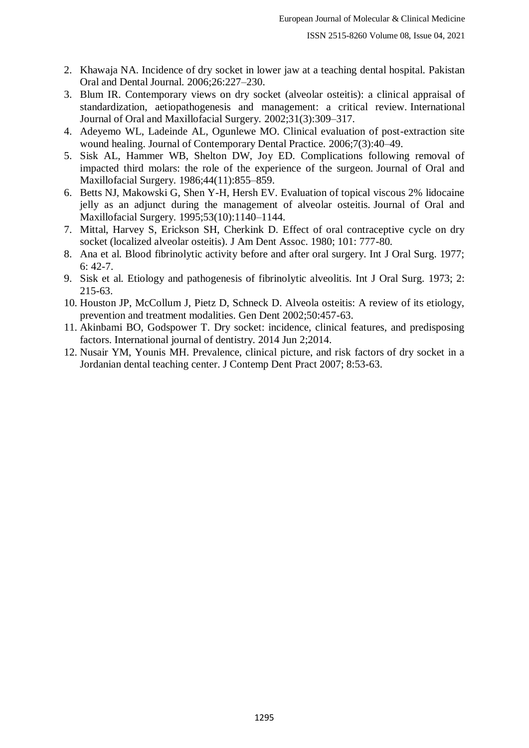2. Khawaja NA. Incidence of dry socket in lower jaw at a teaching dental hospital. Pakistan Oral and Dental Journal. 2006;26:227–230.
3. Blum IR. Contemporary views on dry socket (alveolar osteitis): a clinical appraisal of standardization, aetiopathogenesis and management: a critical review. International Journal of Oral and Maxillofacial Surgery. 2002;31(3):309–317.
4. Adeyemo WL, Ladeinde AL, Ogunlewe MO. Clinical evaluation of post-extraction site wound healing. Journal of Contemporary Dental Practice. 2006;7(3):40–49.
5. Sisk AL, Hammer WB, Shelton DW, Joy ED. Complications following removal of impacted third molars: the role of the experience of the surgeon. Journal of Oral and Maxillofacial Surgery. 1986;44(11):855–859.
6. Betts NJ, Makowski G, Shen Y-H, Hersh EV. Evaluation of topical viscous 2% lidocaine jelly as an adjunct during the management of alveolar osteitis. Journal of Oral and Maxillofacial Surgery. 1995;53(10):1140–1144.
7. Mittal, Harvey S, Erickson SH, Cherkink D. Effect of oral contraceptive cycle on dry socket (localized alveolar osteitis). J Am Dent Assoc. 1980; 101: 777-80.
8. Ana et al. Blood fibrinolytic activity before and after oral surgery. Int J Oral Surg. 1977; 6: 42-7.
9. Sisk et al. Etiology and pathogenesis of fibrinolytic alveolitis. Int J Oral Surg. 1973; 2: 215-63.
10. Houston JP, McCollum J, Pietz D, Schneck D. Alveola osteitis: A review of its etiology, prevention and treatment modalities. Gen Dent 2002;50:457-63.
11. Akinbami BO, Godspower T. Dry socket: incidence, clinical features, and predisposing factors. International journal of dentistry. 2014 Jun 2;2014.
12. Nusair YM, Younis MH. Prevalence, clinical picture, and risk factors of dry socket in a Jordanian dental teaching center. J Contemp Dent Pract 2007; 8:53-63.